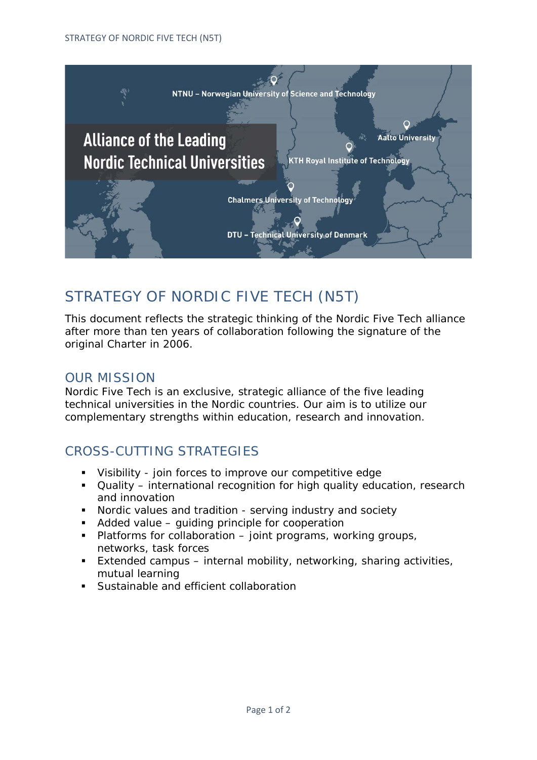# STRATEGY OF NORDIC FIVE TECH (N5T)

This document reflects the strategic thinking of the Nordic Five Tech alliance after more than ten years of collaboration following the signature of the original Charter in 2006.

## OUR MISSION

Nordic Five Tech is an exclusive, strategic alliance of the five leading technical universities in the Nordic countries. Our aim is to utilize our complementary strengths within education, research and innovation.

## CROSS-CUTTING STRATEGIES

- Visibility - join forces to improve our competitive edge
- Quality – international recognition for high quality education, research and innovation
- Nordic values and tradition - serving industry and society
- Added value – guiding principle for cooperation
- Platforms for collaboration – joint programs, working groups, networks, task forces
- Extended campus – internal mobility, networking, sharing activities, mutual learning
- Sustainable and efficient collaboration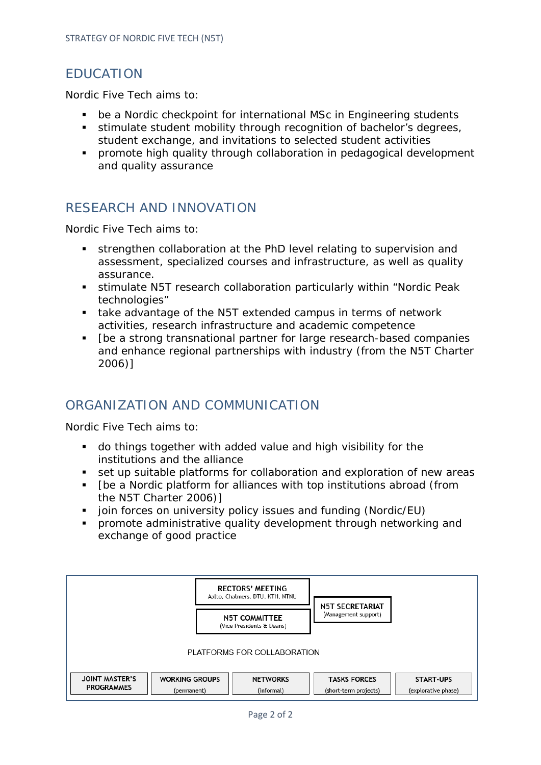## EDUCATION

Nordic Five Tech aims to:

- be a Nordic checkpoint for international MSc in Engineering students
- stimulate student mobility through recognition of bachelor's degrees, student exchange, and invitations to selected student activities
- promote high quality through collaboration in pedagogical development and quality assurance

## RESEARCH AND INNOVATION

Nordic Five Tech aims to:

- strengthen collaboration at the PhD level relating to supervision and assessment, specialized courses and infrastructure, as well as quality assurance.
- stimulate N5T research collaboration particularly within "Nordic Peak technologies"
- take advantage of the N5T extended campus in terms of network activities, research infrastructure and academic competence
- [be a strong transnational partner for large research-based companies and enhance regional partnerships with industry (from the N5T Charter 2006)]

## ORGANIZATION AND COMMUNICATION

Nordic Five Tech aims to:

- do things together with added value and high visibility for the institutions and the alliance
- set up suitable platforms for collaboration and exploration of new areas
- [be a Nordic platform for alliances with top institutions abroad (from the N5T Charter 2006)]
- join forces on university policy issues and funding (Nordic/EU)
- promote administrative quality development through networking and exchange of good practice

RECTORS' MEETING
Aalto, Chalmers, DTU, KTH, NTNU

N5T COMMITTEE
(Vice Presidents & Deans)

N5T SECRETARIAT
(Management support)

PLATFORMS FOR COLLABORATION

JOINT MASTER'S PROGRAMMES

WORKING GROUPS
(permanent)

NETWORKS
(informal)

TASKS FORCES
(short-term projects)

START-UPS
(explorative phase)